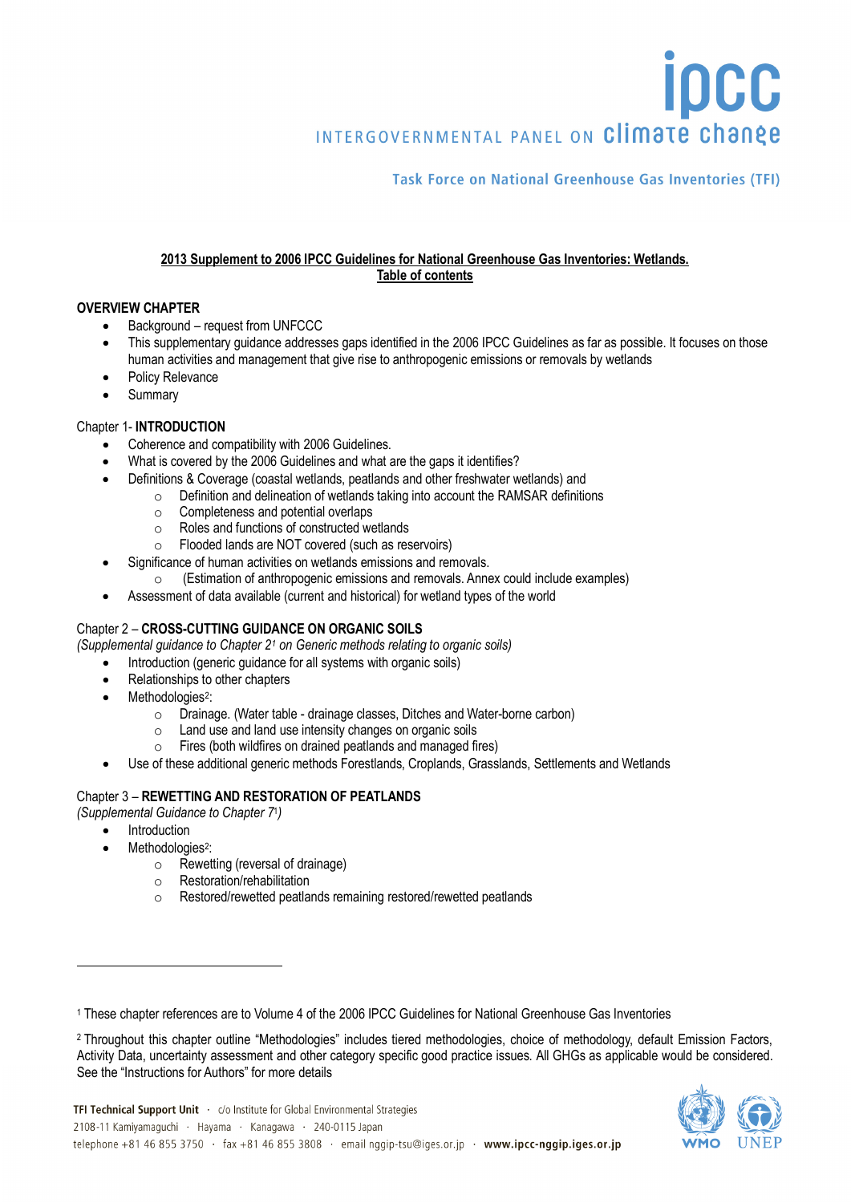**2013 Supplement to 2006 IPCC Guidelines for National Greenhouse Gas Inventories: Wetlands.**
**Table of contents**

**OVERVIEW CHAPTER**

- Background – request from UNFCCC
- This supplementary guidance addresses gaps identified in the 2006 IPCC Guidelines as far as possible. It focuses on those human activities and management that give rise to anthropogenic emissions or removals by wetlands
- Policy Relevance
- Summary

Chapter 1- **INTRODUCTION**

- Coherence and compatibility with 2006 Guidelines.
- What is covered by the 2006 Guidelines and what are the gaps it identifies?
- Definitions & Coverage (coastal wetlands, peatlands and other freshwater wetlands) and
  - Definition and delineation of wetlands taking into account the RAMSAR definitions
  - Completeness and potential overlaps
  - Roles and functions of constructed wetlands
  - Flooded lands are NOT covered (such as reservoirs)
- Significance of human activities on wetlands emissions and removals.
  - (Estimation of anthropogenic emissions and removals. Annex could include examples)
- Assessment of data available (current and historical) for wetland types of the world

Chapter 2 – **CROSS-CUTTING GUIDANCE ON ORGANIC SOILS**

*(Supplemental guidance to Chapter 2[1] on Generic methods relating to organic soils)*

- Introduction (generic guidance for all systems with organic soils)
- Relationships to other chapters
- Methodologies[2]:
  - Drainage. (Water table - drainage classes, Ditches and Water-borne carbon)
  - Land use and land use intensity changes on organic soils
  - Fires (both wildfires on drained peatlands and managed fires)
- Use of these additional generic methods Forestlands, Croplands, Grasslands, Settlements and Wetlands

Chapter 3 – **REWETTING AND RESTORATION OF PEATLANDS**

*(Supplemental Guidance to Chapter 7[1])*

- Introduction
- Methodologies[2]:
  - Rewetting (reversal of drainage)
  - Restoration/rehabilitation
  - Restored/rewetted peatlands remaining restored/rewetted peatlands

---

[1] These chapter references are to Volume 4 of the 2006 IPCC Guidelines for National Greenhouse Gas Inventories

[2] Throughout this chapter outline "Methodologies" includes tiered methodologies, choice of methodology, default Emission Factors, Activity Data, uncertainty assessment and other category specific good practice issues. All GHGs as applicable would be considered. See the "Instructions for Authors" for more details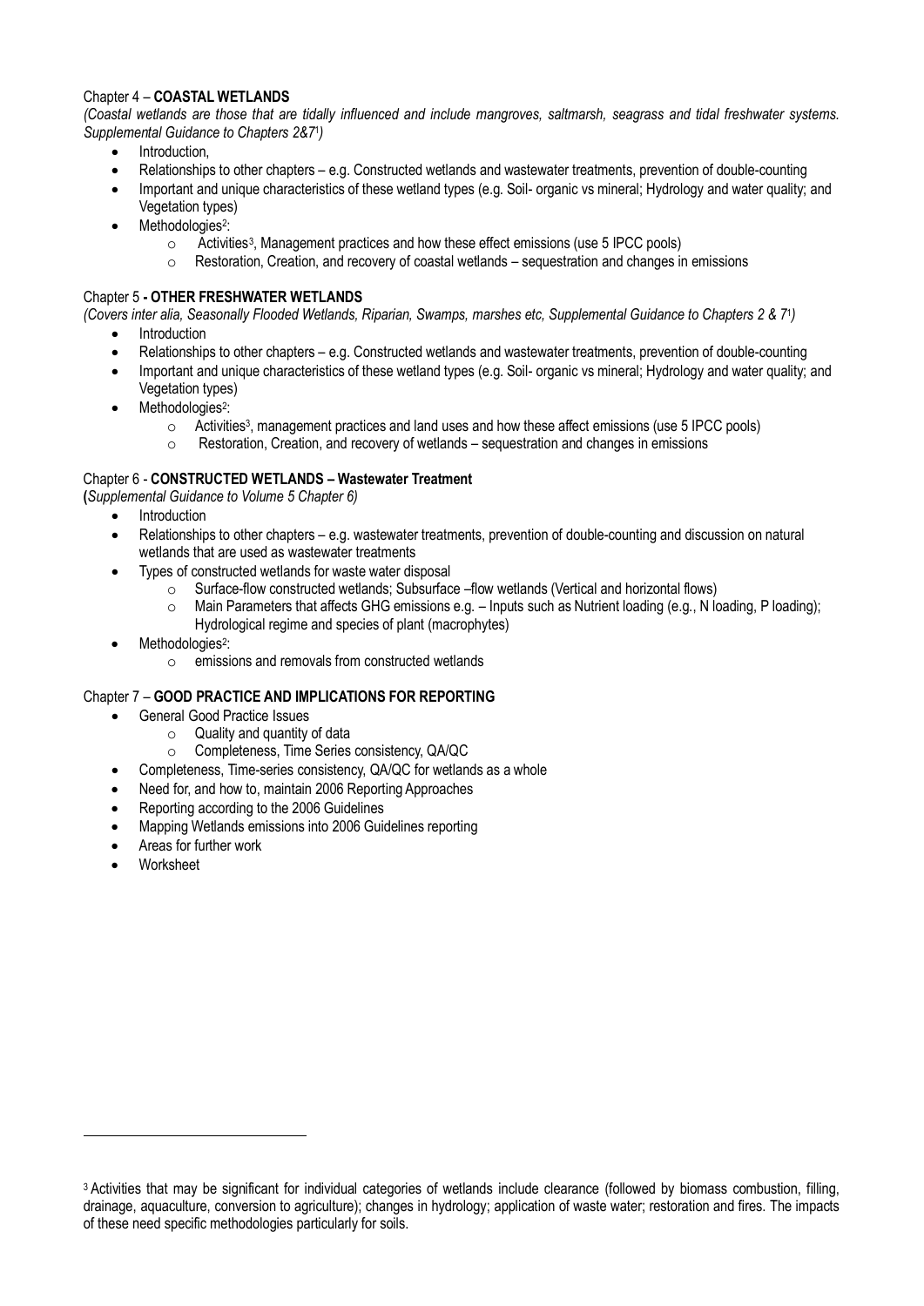Chapter 4 – **COASTAL WETLANDS**

*(Coastal wetlands are those that are tidally influenced and include mangroves, saltmarsh, seagrass and tidal freshwater systems. Supplemental Guidance to Chapters 2&7[1])*

- Introduction,
- Relationships to other chapters – e.g. Constructed wetlands and wastewater treatments, prevention of double-counting
- Important and unique characteristics of these wetland types (e.g. Soil- organic vs mineral; Hydrology and water quality; and Vegetation types)
- Methodologies[2]:
    - Activities[3], Management practices and how these effect emissions (use 5 IPCC pools)
    - Restoration, Creation, and recovery of coastal wetlands – sequestration and changes in emissions

Chapter 5 **- OTHER FRESHWATER WETLANDS**

*(Covers inter alia, Seasonally Flooded Wetlands, Riparian, Swamps, marshes etc, Supplemental Guidance to Chapters 2 & 7[1])*

- Introduction
- Relationships to other chapters – e.g. Constructed wetlands and wastewater treatments, prevention of double-counting
- Important and unique characteristics of these wetland types (e.g. Soil- organic vs mineral; Hydrology and water quality; and Vegetation types)
- Methodologies[2]:
    - Activities[3], management practices and land uses and how these affect emissions (use 5 IPCC pools)
    - Restoration, Creation, and recovery of wetlands – sequestration and changes in emissions

Chapter 6 - **CONSTRUCTED WETLANDS – Wastewater Treatment**

**(***Supplemental Guidance to Volume 5 Chapter 6)*

- Introduction
- Relationships to other chapters – e.g. wastewater treatments, prevention of double-counting and discussion on natural wetlands that are used as wastewater treatments
- Types of constructed wetlands for waste water disposal
    - Surface-flow constructed wetlands; Subsurface –flow wetlands (Vertical and horizontal flows)
    - Main Parameters that affects GHG emissions e.g. – Inputs such as Nutrient loading (e.g., N loading, P loading); Hydrological regime and species of plant (macrophytes)
- Methodologies[2]:
    - emissions and removals from constructed wetlands

Chapter 7 – **GOOD PRACTICE AND IMPLICATIONS FOR REPORTING**

- General Good Practice Issues
    - Quality and quantity of data
    - Completeness, Time Series consistency, QA/QC
- Completeness, Time-series consistency, QA/QC for wetlands as a whole
- Need for, and how to, maintain 2006 Reporting Approaches
- Reporting according to the 2006 Guidelines
- Mapping Wetlands emissions into 2006 Guidelines reporting
- Areas for further work
- Worksheet

---

[3] Activities that may be significant for individual categories of wetlands include clearance (followed by biomass combustion, filling, drainage, aquaculture, conversion to agriculture); changes in hydrology; application of waste water; restoration and fires. The impacts of these need specific methodologies particularly for soils.